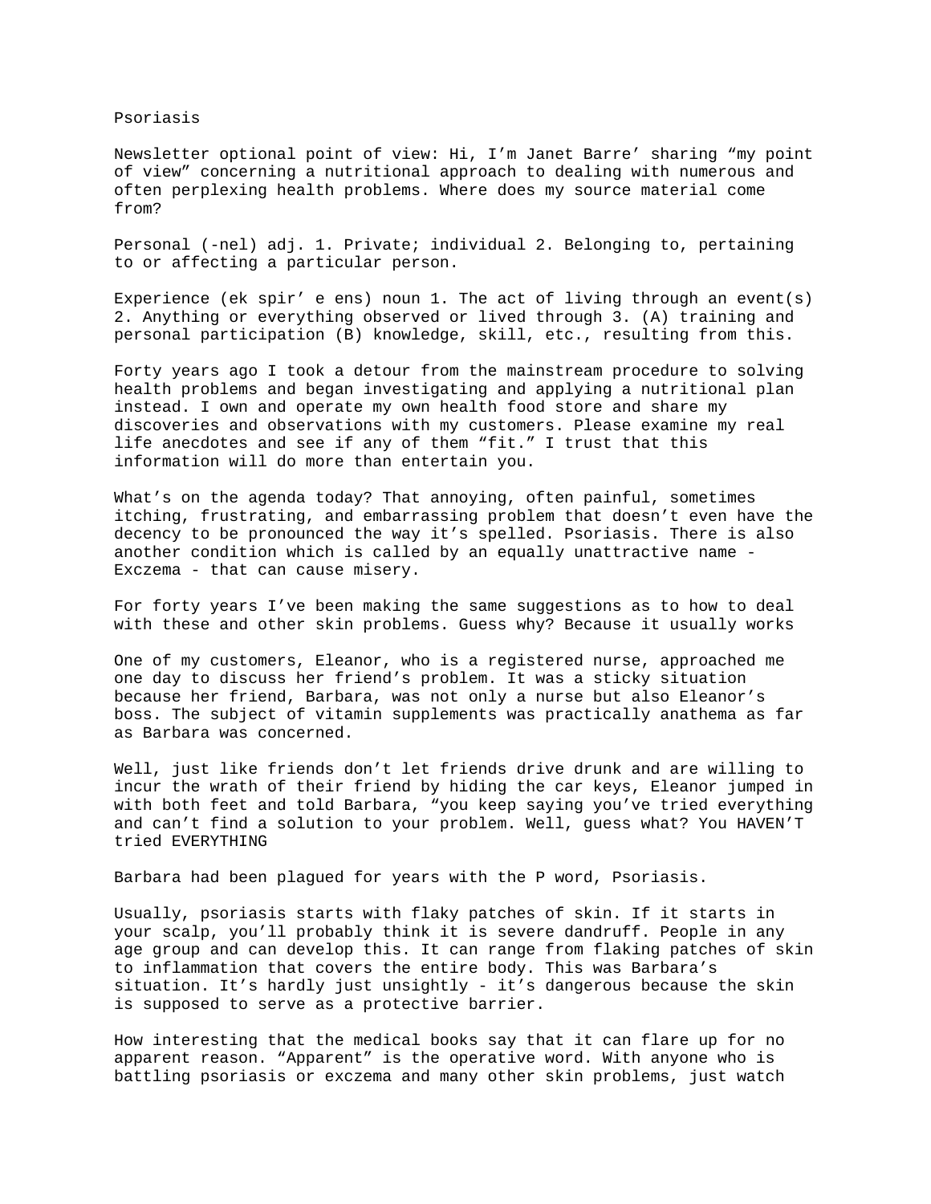# Psoriasis

Newsletter optional point of view: Hi, I'm Janet Barre' sharing "my point of view" concerning a nutritional approach to dealing with numerous and often perplexing health problems. Where does my source material come from?

Personal (-nel) adj. 1. Private; individual 2. Belonging to, pertaining to or affecting a particular person.

Experience (ek spir' e ens) noun 1. The act of living through an event(s) 2. Anything or everything observed or lived through 3. (A) training and personal participation (B) knowledge, skill, etc., resulting from this.

Forty years ago I took a detour from the mainstream procedure to solving health problems and began investigating and applying a nutritional plan instead. I own and operate my own health food store and share my discoveries and observations with my customers. Please examine my real life anecdotes and see if any of them "fit." I trust that this information will do more than entertain you.

What's on the agenda today? That annoying, often painful, sometimes itching, frustrating, and embarrassing problem that doesn't even have the decency to be pronounced the way it's spelled. Psoriasis. There is also another condition which is called by an equally unattractive name - Exczema - that can cause misery.

For forty years I've been making the same suggestions as to how to deal with these and other skin problems. Guess why? Because it usually works

One of my customers, Eleanor, who is a registered nurse, approached me one day to discuss her friend's problem. It was a sticky situation because her friend, Barbara, was not only a nurse but also Eleanor's boss. The subject of vitamin supplements was practically anathema as far as Barbara was concerned.

Well, just like friends don't let friends drive drunk and are willing to incur the wrath of their friend by hiding the car keys, Eleanor jumped in with both feet and told Barbara, "you keep saying you've tried everything and can't find a solution to your problem. Well, guess what? You HAVEN'T tried EVERYTHING

Barbara had been plagued for years with the P word, Psoriasis.

Usually, psoriasis starts with flaky patches of skin. If it starts in your scalp, you'll probably think it is severe dandruff. People in any age group and can develop this. It can range from flaking patches of skin to inflammation that covers the entire body. This was Barbara's situation. It's hardly just unsightly - it's dangerous because the skin is supposed to serve as a protective barrier.

How interesting that the medical books say that it can flare up for no apparent reason. "Apparent" is the operative word. With anyone who is battling psoriasis or exczema and many other skin problems, just watch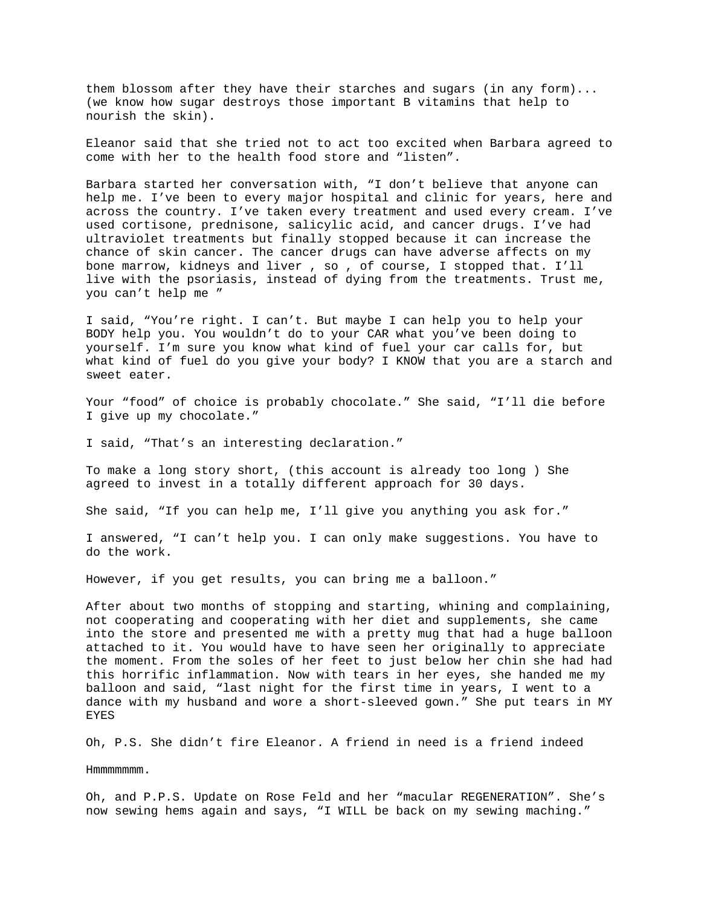them blossom after they have their starches and sugars (in any form)... (we know how sugar destroys those important B vitamins that help to nourish the skin).

Eleanor said that she tried not to act too excited when Barbara agreed to come with her to the health food store and "listen".

Barbara started her conversation with, "I don't believe that anyone can help me. I've been to every major hospital and clinic for years, here and across the country. I've taken every treatment and used every cream. I've used cortisone, prednisone, salicylic acid, and cancer drugs. I've had ultraviolet treatments but finally stopped because it can increase the chance of skin cancer. The cancer drugs can have adverse affects on my bone marrow, kidneys and liver , so , of course, I stopped that. I'll live with the psoriasis, instead of dying from the treatments. Trust me, you can't help me "

I said, "You're right. I can't. But maybe I can help you to help your BODY help you. You wouldn't do to your CAR what you've been doing to yourself. I'm sure you know what kind of fuel your car calls for, but what kind of fuel do you give your body? I KNOW that you are a starch and sweet eater.

Your "food" of choice is probably chocolate." She said, "I'll die before I give up my chocolate."

I said, "That's an interesting declaration."

To make a long story short, (this account is already too long ) She agreed to invest in a totally different approach for 30 days.

She said, "If you can help me, I'll give you anything you ask for."

I answered, "I can't help you. I can only make suggestions. You have to do the work.

However, if you get results, you can bring me a balloon."

After about two months of stopping and starting, whining and complaining, not cooperating and cooperating with her diet and supplements, she came into the store and presented me with a pretty mug that had a huge balloon attached to it. You would have to have seen her originally to appreciate the moment. From the soles of her feet to just below her chin she had had this horrific inflammation. Now with tears in her eyes, she handed me my balloon and said, "last night for the first time in years, I went to a dance with my husband and wore a short-sleeved gown." She put tears in MY EYES

Oh, P.S. She didn't fire Eleanor. A friend in need is a friend indeed

Hmmmmmmm.

Oh, and P.P.S. Update on Rose Feld and her "macular REGENERATION". She's now sewing hems again and says, "I WILL be back on my sewing maching."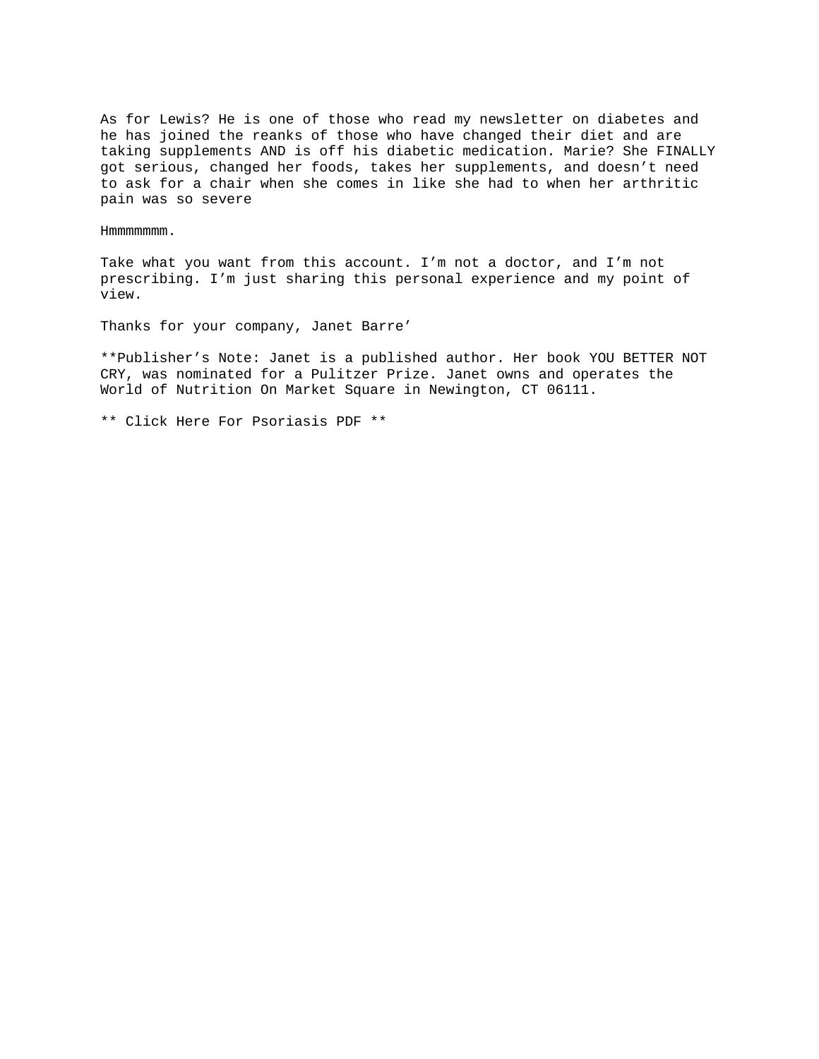As for Lewis? He is one of those who read my newsletter on diabetes and he has joined the reanks of those who have changed their diet and are taking supplements AND is off his diabetic medication. Marie? She FINALLY got serious, changed her foods, takes her supplements, and doesn't need to ask for a chair when she comes in like she had to when her arthritic pain was so severe

Hmmmmmmm.

Take what you want from this account. I'm not a doctor, and I'm not prescribing. I'm just sharing this personal experience and my point of view.

Thanks for your company, Janet Barre'

**Publisher's Note: Janet is a published author. Her book YOU BETTER NOT CRY, was nominated for a Pulitzer Prize. Janet owns and operates the World of Nutrition On Market Square in Newington, CT 06111.

** Click Here For Psoriasis PDF **